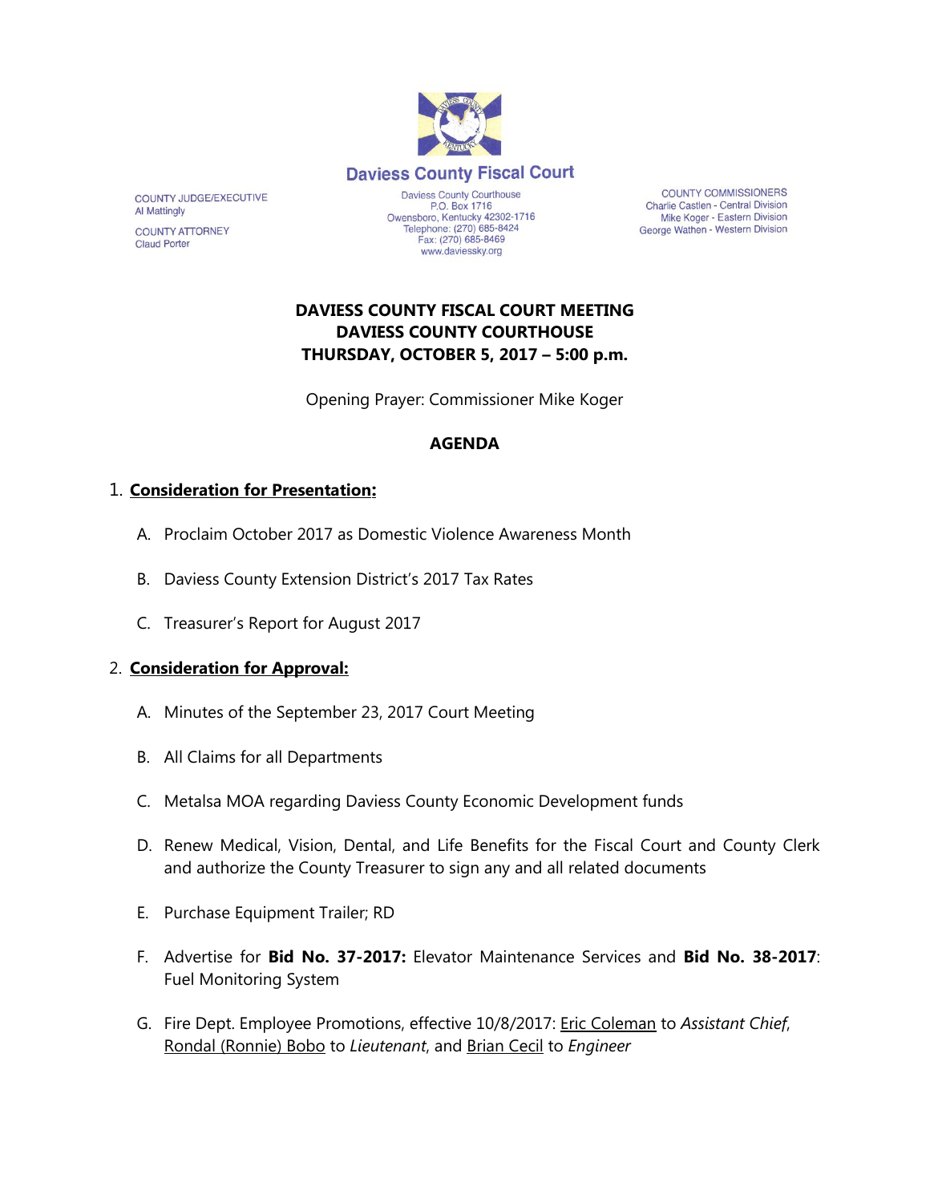**Daviess County Fiscal Court**

COUNTY JUDGE/EXECUTIVE
Al Mattingly

COUNTY ATTORNEY
Claud Porter

Daviess County Courthouse
P.O. Box 1716
Owensboro, Kentucky 42302-1716
Telephone: (270) 685-8424
Fax: (270) 685-8469
www.daviessky.org

COUNTY COMMISSIONERS
Charlie Castlen - Central Division
Mike Koger - Eastern Division
George Wathen - Western Division

**DAVIESS COUNTY FISCAL COURT MEETING**
**DAVIESS COUNTY COURTHOUSE**
**THURSDAY, OCTOBER 5, 2017 – 5:00 p.m.**

Opening Prayer: Commissioner Mike Koger

**AGENDA**

1. **Consideration for Presentation:**

   A. Proclaim October 2017 as Domestic Violence Awareness Month

   B. Daviess County Extension District's 2017 Tax Rates

   C. Treasurer's Report for August 2017

2. **Consideration for Approval:**

   A. Minutes of the September 23, 2017 Court Meeting

   B. All Claims for all Departments

   C. Metalsa MOA regarding Daviess County Economic Development funds

   D. Renew Medical, Vision, Dental, and Life Benefits for the Fiscal Court and County Clerk and authorize the County Treasurer to sign any and all related documents

   E. Purchase Equipment Trailer; RD

   F. Advertise for **Bid No. 37-2017:** Elevator Maintenance Services and **Bid No. 38-2017**: Fuel Monitoring System

   G. Fire Dept. Employee Promotions, effective 10/8/2017: Eric Coleman to *Assistant Chief*, Rondal (Ronnie) Bobo to *Lieutenant*, and Brian Cecil to *Engineer*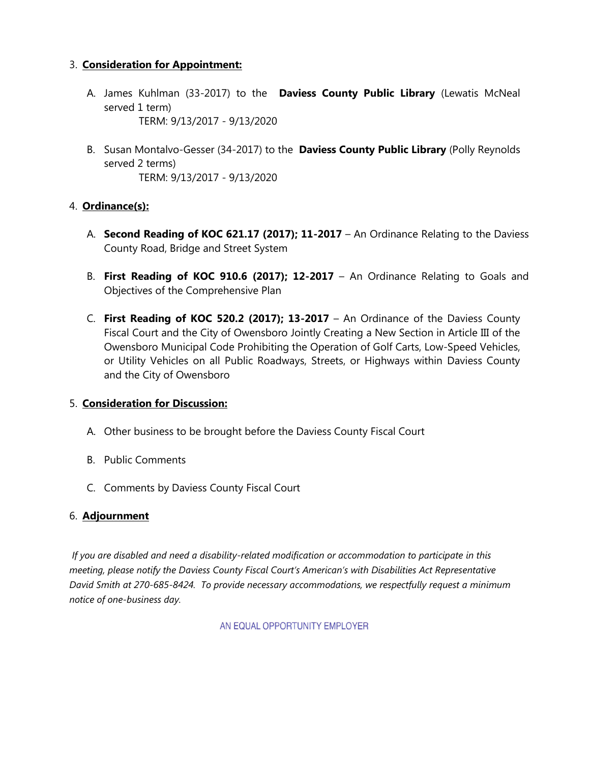3. **Consideration for Appointment:**

   A. James Kuhlman (33-2017) to the **Daviess County Public Library** (Lewatis McNeal served 1 term)
   TERM: 9/13/2017 - 9/13/2020

   B. Susan Montalvo-Gesser (34-2017) to the **Daviess County Public Library** (Polly Reynolds served 2 terms)
   TERM: 9/13/2017 - 9/13/2020

4. **Ordinance(s):**

   A. **Second Reading of KOC 621.17 (2017); 11-2017** – An Ordinance Relating to the Daviess County Road, Bridge and Street System

   B. **First Reading of KOC 910.6 (2017); 12-2017** – An Ordinance Relating to Goals and Objectives of the Comprehensive Plan

   C. **First Reading of KOC 520.2 (2017); 13-2017** – An Ordinance of the Daviess County Fiscal Court and the City of Owensboro Jointly Creating a New Section in Article III of the Owensboro Municipal Code Prohibiting the Operation of Golf Carts, Low-Speed Vehicles, or Utility Vehicles on all Public Roadways, Streets, or Highways within Daviess County and the City of Owensboro

5. **Consideration for Discussion:**

   A. Other business to be brought before the Daviess County Fiscal Court

   B. Public Comments

   C. Comments by Daviess County Fiscal Court

6. **Adjournment**

*If you are disabled and need a disability-related modification or accommodation to participate in this meeting, please notify the Daviess County Fiscal Court's American's with Disabilities Act Representative David Smith at 270-685-8424. To provide necessary accommodations, we respectfully request a minimum notice of one-business day.*

AN EQUAL OPPORTUNITY EMPLOYER